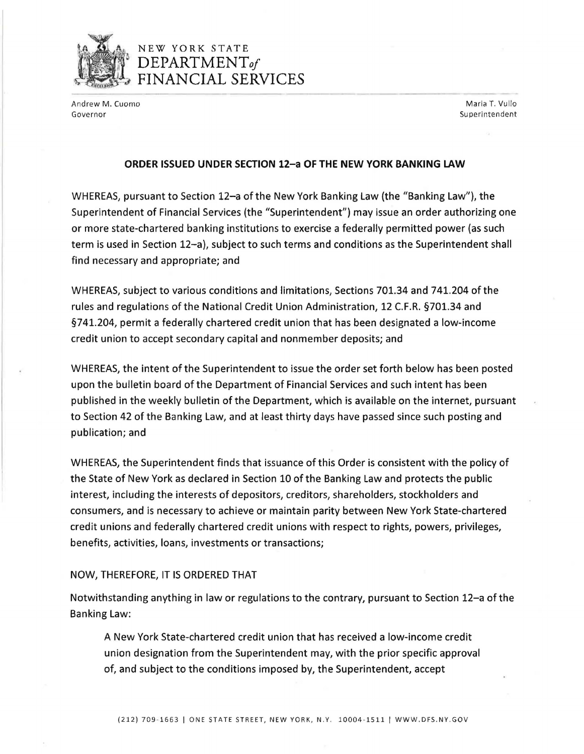NEW YORK STATE
DEPARTMENT *of*
FINANCIAL SERVICES

Andrew M. Cuomo
Governor

Maria T. Vullo
Superintendent

## ORDER ISSUED UNDER SECTION 12–a OF THE NEW YORK BANKING LAW

WHEREAS, pursuant to Section 12–a of the New York Banking Law (the "Banking Law"), the Superintendent of Financial Services (the "Superintendent") may issue an order authorizing one or more state-chartered banking institutions to exercise a federally permitted power (as such term is used in Section 12–a), subject to such terms and conditions as the Superintendent shall find necessary and appropriate; and

WHEREAS, subject to various conditions and limitations, Sections 701.34 and 741.204 of the rules and regulations of the National Credit Union Administration, 12 C.F.R. §701.34 and §741.204, permit a federally chartered credit union that has been designated a low-income credit union to accept secondary capital and nonmember deposits; and

WHEREAS, the intent of the Superintendent to issue the order set forth below has been posted upon the bulletin board of the Department of Financial Services and such intent has been published in the weekly bulletin of the Department, which is available on the internet, pursuant to Section 42 of the Banking Law, and at least thirty days have passed since such posting and publication; and

WHEREAS, the Superintendent finds that issuance of this Order is consistent with the policy of the State of New York as declared in Section 10 of the Banking Law and protects the public interest, including the interests of depositors, creditors, shareholders, stockholders and consumers, and is necessary to achieve or maintain parity between New York State-chartered credit unions and federally chartered credit unions with respect to rights, powers, privileges, benefits, activities, loans, investments or transactions;

NOW, THEREFORE, IT IS ORDERED THAT

Notwithstanding anything in law or regulations to the contrary, pursuant to Section 12–a of the Banking Law:

> A New York State-chartered credit union that has received a low-income credit union designation from the Superintendent may, with the prior specific approval of, and subject to the conditions imposed by, the Superintendent, accept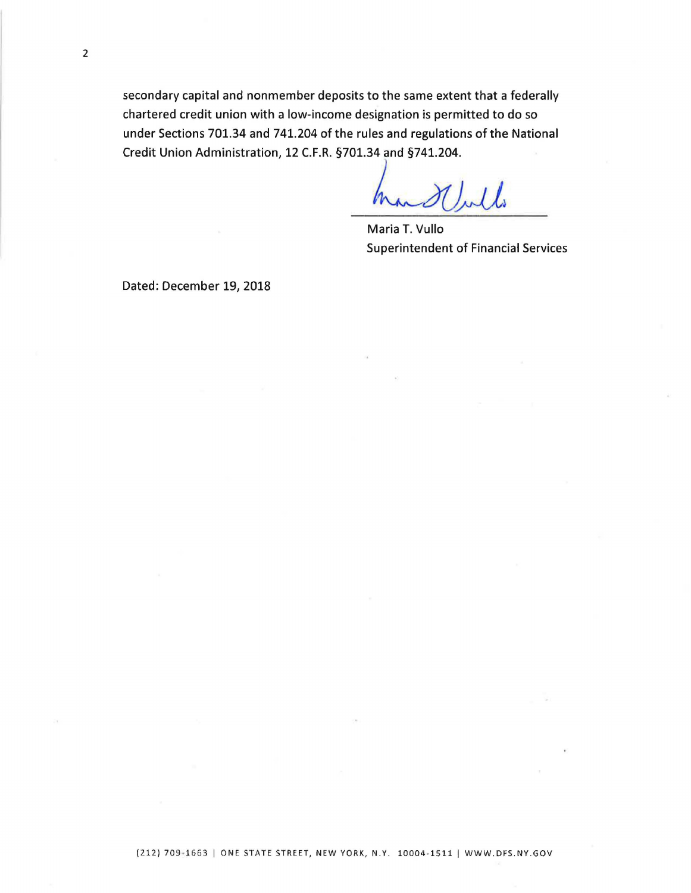secondary capital and nonmember deposits to the same extent that a federally chartered credit union with a low-income designation is permitted to do so under Sections 701.34 and 741.204 of the rules and regulations of the National Credit Union Administration, 12 C.F.R. §701.34 and §741.204.

Maria T. Vullo
Superintendent of Financial Services

Dated: December 19, 2018

(212) 709-1663 | ONE STATE STREET, NEW YORK, N.Y. 10004-1511 | WWW.DFS.NY.GOV